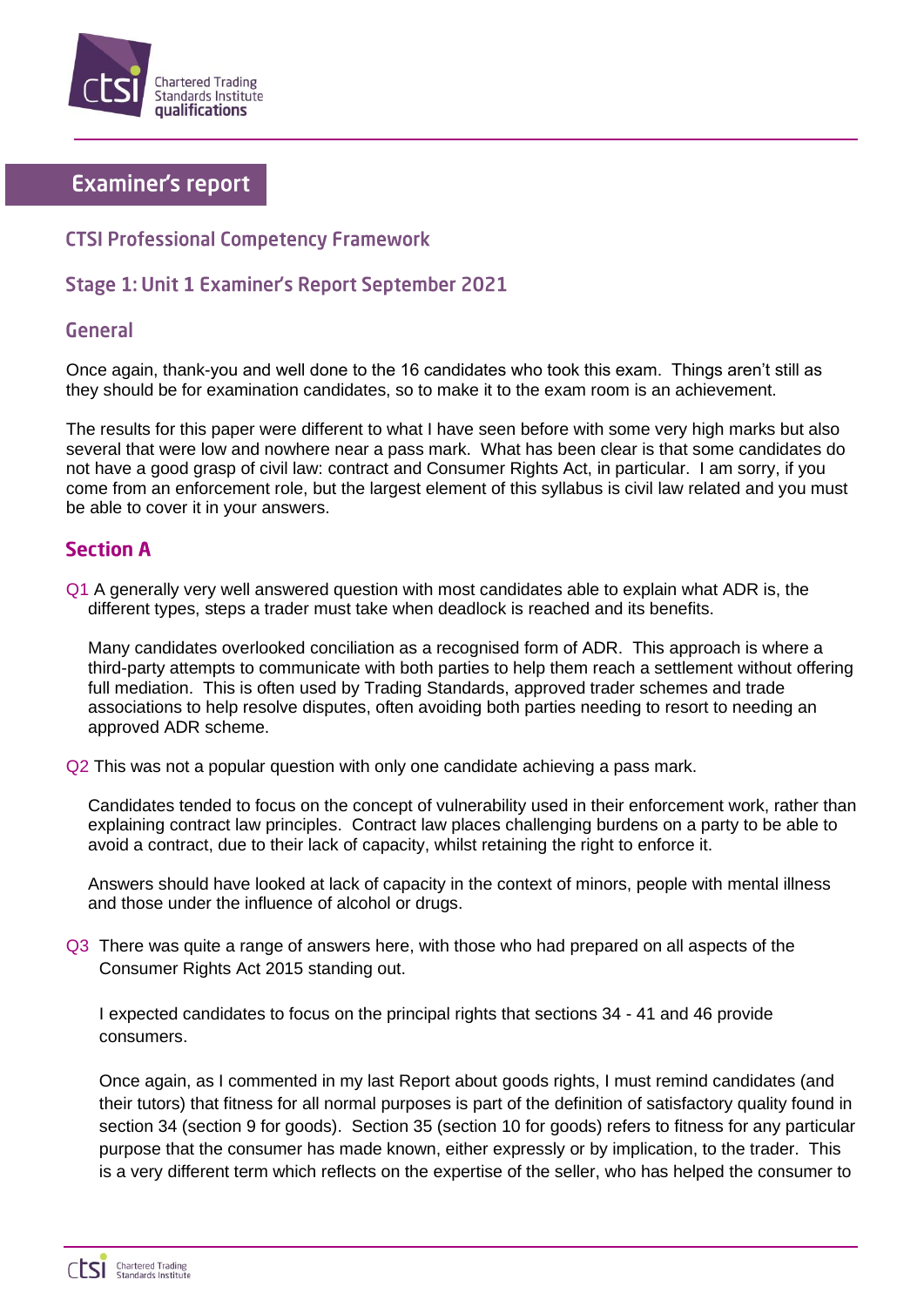# Examiner's report

## CTSI Professional Competency Framework

## Stage 1: Unit 1 Examiner's Report September 2021

### General

Once again, thank-you and well done to the 16 candidates who took this exam. Things aren't still as they should be for examination candidates, so to make it to the exam room is an achievement.

The results for this paper were different to what I have seen before with some very high marks but also several that were low and nowhere near a pass mark. What has been clear is that some candidates do not have a good grasp of civil law: contract and Consumer Rights Act, in particular. I am sorry, if you come from an enforcement role, but the largest element of this syllabus is civil law related and you must be able to cover it in your answers.

### Section A

Q1 A generally very well answered question with most candidates able to explain what ADR is, the different types, steps a trader must take when deadlock is reached and its benefits.

Many candidates overlooked conciliation as a recognised form of ADR. This approach is where a third-party attempts to communicate with both parties to help them reach a settlement without offering full mediation. This is often used by Trading Standards, approved trader schemes and trade associations to help resolve disputes, often avoiding both parties needing to resort to needing an approved ADR scheme.

Q2 This was not a popular question with only one candidate achieving a pass mark.

Candidates tended to focus on the concept of vulnerability used in their enforcement work, rather than explaining contract law principles. Contract law places challenging burdens on a party to be able to avoid a contract, due to their lack of capacity, whilst retaining the right to enforce it.

Answers should have looked at lack of capacity in the context of minors, people with mental illness and those under the influence of alcohol or drugs.

Q3 There was quite a range of answers here, with those who had prepared on all aspects of the Consumer Rights Act 2015 standing out.

I expected candidates to focus on the principal rights that sections 34 - 41 and 46 provide consumers.

Once again, as I commented in my last Report about goods rights, I must remind candidates (and their tutors) that fitness for all normal purposes is part of the definition of satisfactory quality found in section 34 (section 9 for goods). Section 35 (section 10 for goods) refers to fitness for any particular purpose that the consumer has made known, either expressly or by implication, to the trader. This is a very different term which reflects on the expertise of the seller, who has helped the consumer to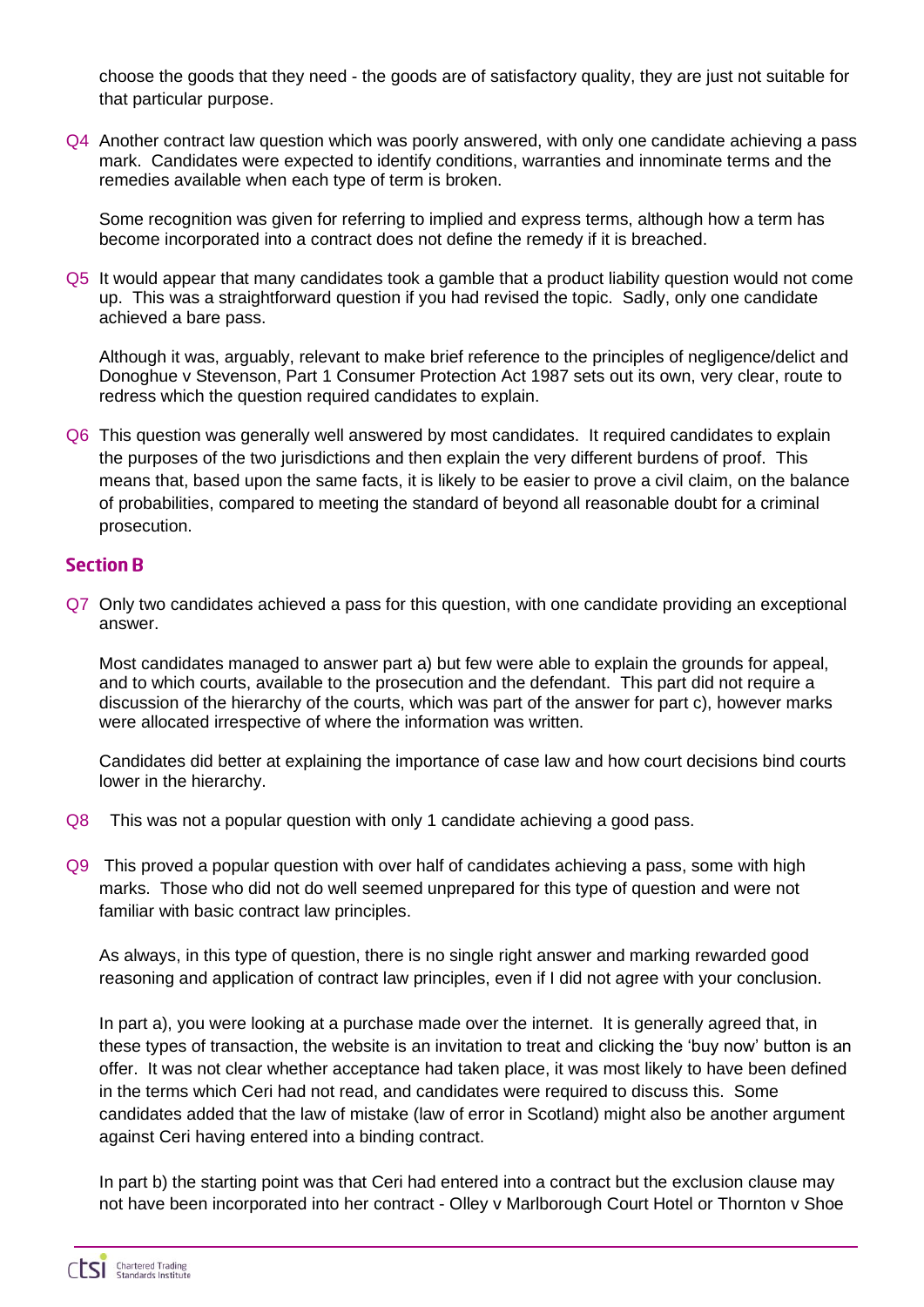choose the goods that they need - the goods are of satisfactory quality, they are just not suitable for that particular purpose.

Q4 Another contract law question which was poorly answered, with only one candidate achieving a pass mark. Candidates were expected to identify conditions, warranties and innominate terms and the remedies available when each type of term is broken.

Some recognition was given for referring to implied and express terms, although how a term has become incorporated into a contract does not define the remedy if it is breached.

Q5 It would appear that many candidates took a gamble that a product liability question would not come up. This was a straightforward question if you had revised the topic. Sadly, only one candidate achieved a bare pass.

Although it was, arguably, relevant to make brief reference to the principles of negligence/delict and Donoghue v Stevenson, Part 1 Consumer Protection Act 1987 sets out its own, very clear, route to redress which the question required candidates to explain.

Q6 This question was generally well answered by most candidates. It required candidates to explain the purposes of the two jurisdictions and then explain the very different burdens of proof. This means that, based upon the same facts, it is likely to be easier to prove a civil claim, on the balance of probabilities, compared to meeting the standard of beyond all reasonable doubt for a criminal prosecution.

## Section B

Q7 Only two candidates achieved a pass for this question, with one candidate providing an exceptional answer.

Most candidates managed to answer part a) but few were able to explain the grounds for appeal, and to which courts, available to the prosecution and the defendant. This part did not require a discussion of the hierarchy of the courts, which was part of the answer for part c), however marks were allocated irrespective of where the information was written.

Candidates did better at explaining the importance of case law and how court decisions bind courts lower in the hierarchy.

Q8 This was not a popular question with only 1 candidate achieving a good pass.

Q9 This proved a popular question with over half of candidates achieving a pass, some with high marks. Those who did not do well seemed unprepared for this type of question and were not familiar with basic contract law principles.

As always, in this type of question, there is no single right answer and marking rewarded good reasoning and application of contract law principles, even if I did not agree with your conclusion.

In part a), you were looking at a purchase made over the internet. It is generally agreed that, in these types of transaction, the website is an invitation to treat and clicking the 'buy now' button is an offer. It was not clear whether acceptance had taken place, it was most likely to have been defined in the terms which Ceri had not read, and candidates were required to discuss this. Some candidates added that the law of mistake (law of error in Scotland) might also be another argument against Ceri having entered into a binding contract.

In part b) the starting point was that Ceri had entered into a contract but the exclusion clause may not have been incorporated into her contract - Olley v Marlborough Court Hotel or Thornton v Shoe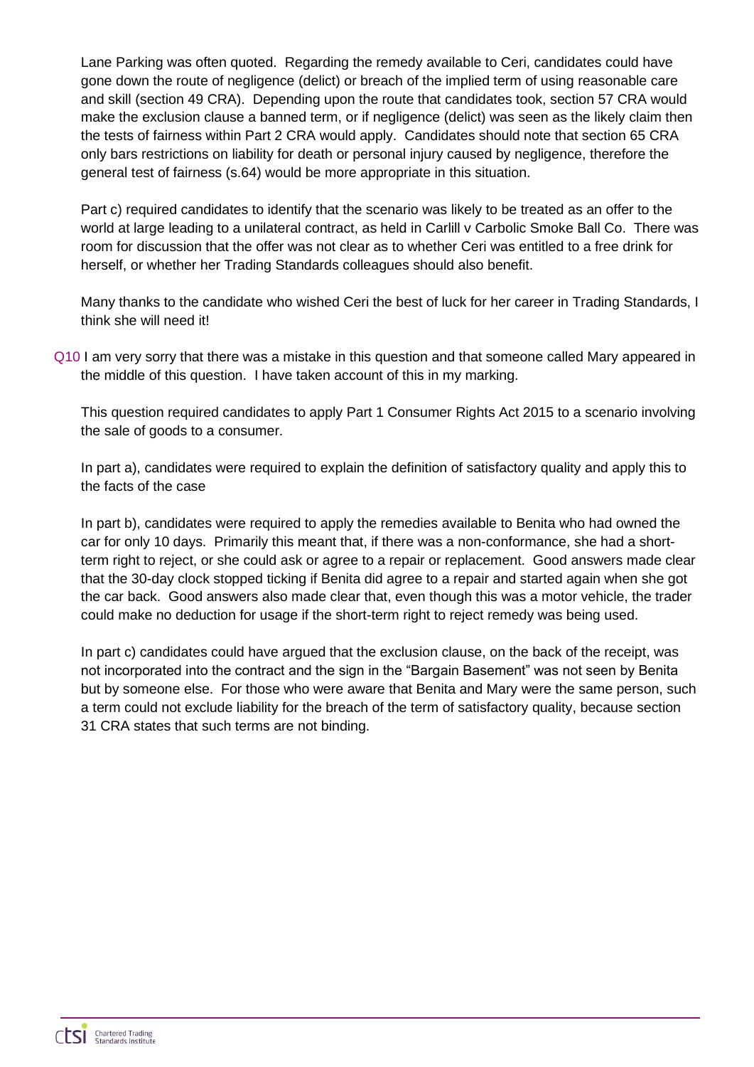Lane Parking was often quoted. Regarding the remedy available to Ceri, candidates could have gone down the route of negligence (delict) or breach of the implied term of using reasonable care and skill (section 49 CRA). Depending upon the route that candidates took, section 57 CRA would make the exclusion clause a banned term, or if negligence (delict) was seen as the likely claim then the tests of fairness within Part 2 CRA would apply. Candidates should note that section 65 CRA only bars restrictions on liability for death or personal injury caused by negligence, therefore the general test of fairness (s.64) would be more appropriate in this situation.

Part c) required candidates to identify that the scenario was likely to be treated as an offer to the world at large leading to a unilateral contract, as held in Carlill v Carbolic Smoke Ball Co. There was room for discussion that the offer was not clear as to whether Ceri was entitled to a free drink for herself, or whether her Trading Standards colleagues should also benefit.

Many thanks to the candidate who wished Ceri the best of luck for her career in Trading Standards, I think she will need it!

Q10 I am very sorry that there was a mistake in this question and that someone called Mary appeared in the middle of this question. I have taken account of this in my marking.

This question required candidates to apply Part 1 Consumer Rights Act 2015 to a scenario involving the sale of goods to a consumer.

In part a), candidates were required to explain the definition of satisfactory quality and apply this to the facts of the case

In part b), candidates were required to apply the remedies available to Benita who had owned the car for only 10 days. Primarily this meant that, if there was a non-conformance, she had a short-term right to reject, or she could ask or agree to a repair or replacement. Good answers made clear that the 30-day clock stopped ticking if Benita did agree to a repair and started again when she got the car back. Good answers also made clear that, even though this was a motor vehicle, the trader could make no deduction for usage if the short-term right to reject remedy was being used.

In part c) candidates could have argued that the exclusion clause, on the back of the receipt, was not incorporated into the contract and the sign in the "Bargain Basement" was not seen by Benita but by someone else. For those who were aware that Benita and Mary were the same person, such a term could not exclude liability for the breach of the term of satisfactory quality, because section 31 CRA states that such terms are not binding.